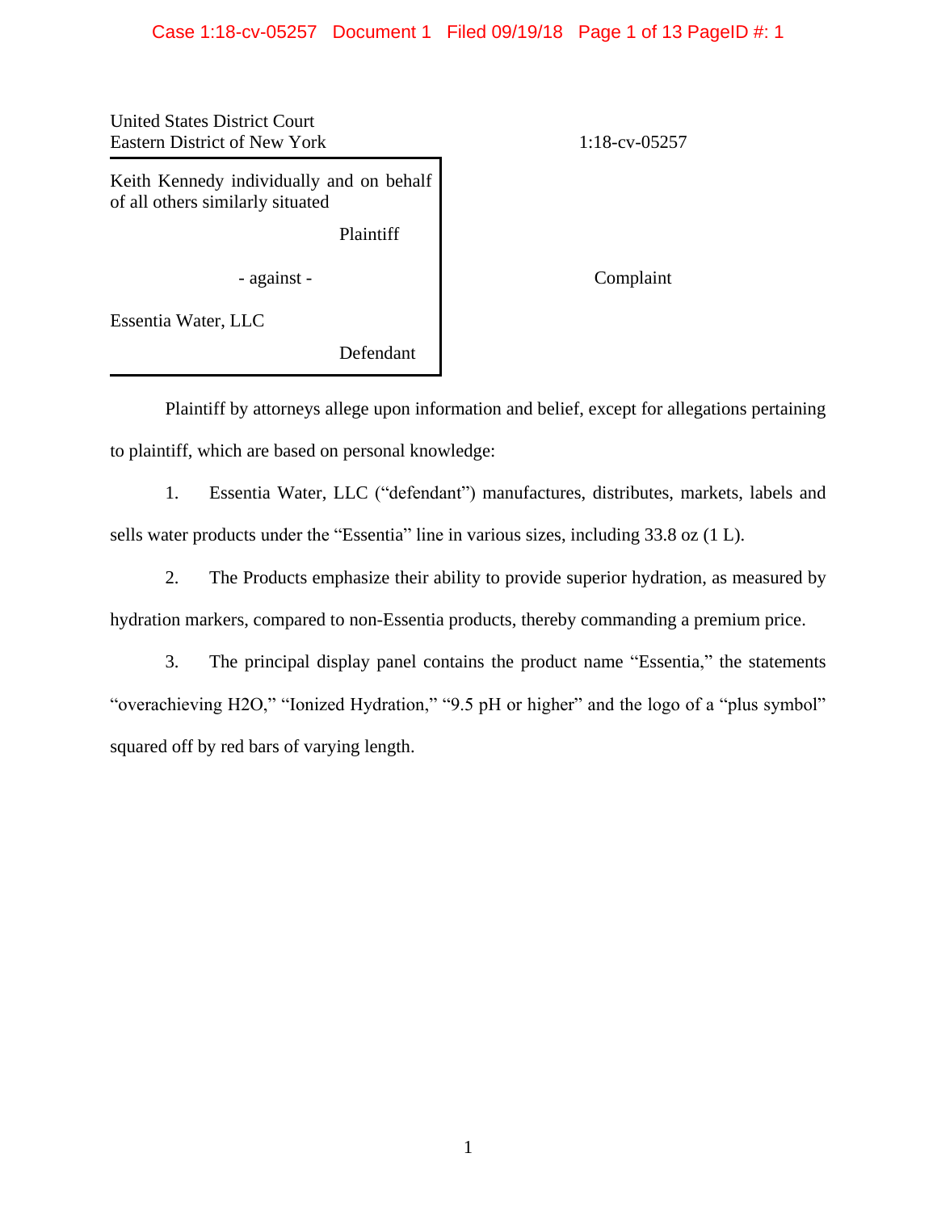United States District Court
Eastern District of New York

1:18-cv-05257

Keith Kennedy individually and on behalf of all others similarly situated

Plaintiff

- against -

Complaint

Essentia Water, LLC

Defendant

Plaintiff by attorneys allege upon information and belief, except for allegations pertaining to plaintiff, which are based on personal knowledge:

1. Essentia Water, LLC ("defendant") manufactures, distributes, markets, labels and sells water products under the "Essentia" line in various sizes, including 33.8 oz (1 L).

2. The Products emphasize their ability to provide superior hydration, as measured by hydration markers, compared to non-Essentia products, thereby commanding a premium price.

3. The principal display panel contains the product name "Essentia," the statements "overachieving H2O," "Ionized Hydration," "9.5 pH or higher" and the logo of a "plus symbol" squared off by red bars of varying length.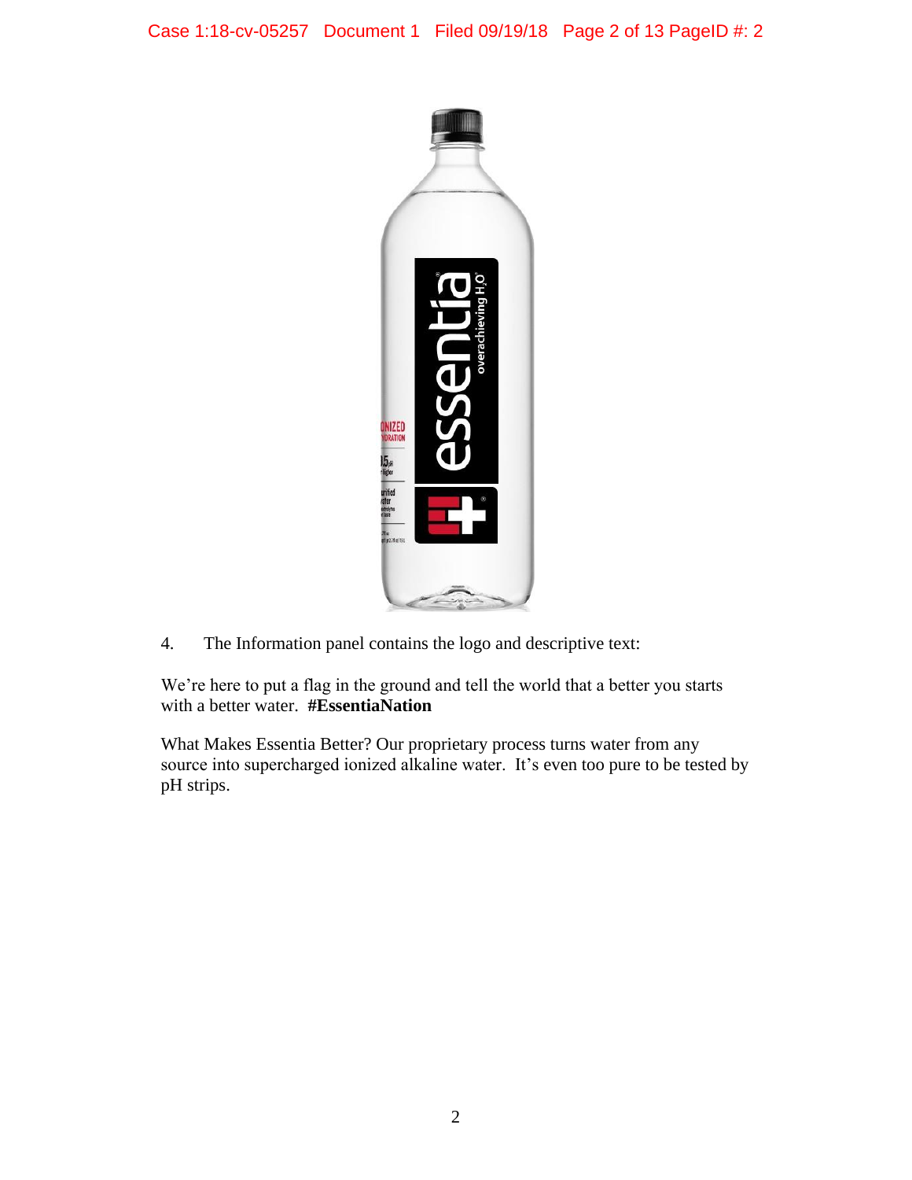4. The Information panel contains the logo and descriptive text:

We're here to put a flag in the ground and tell the world that a better you starts with a better water. **#EssentiaNation**

What Makes Essentia Better? Our proprietary process turns water from any source into supercharged ionized alkaline water. It's even too pure to be tested by pH strips.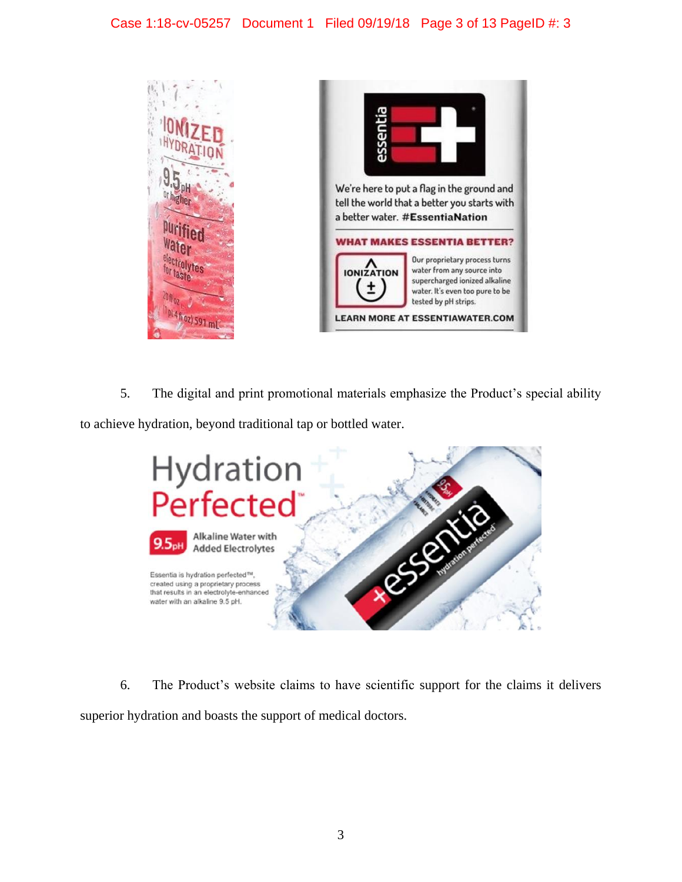5. The digital and print promotional materials emphasize the Product's special ability to achieve hydration, beyond traditional tap or bottled water.

6. The Product's website claims to have scientific support for the claims it delivers superior hydration and boasts the support of medical doctors.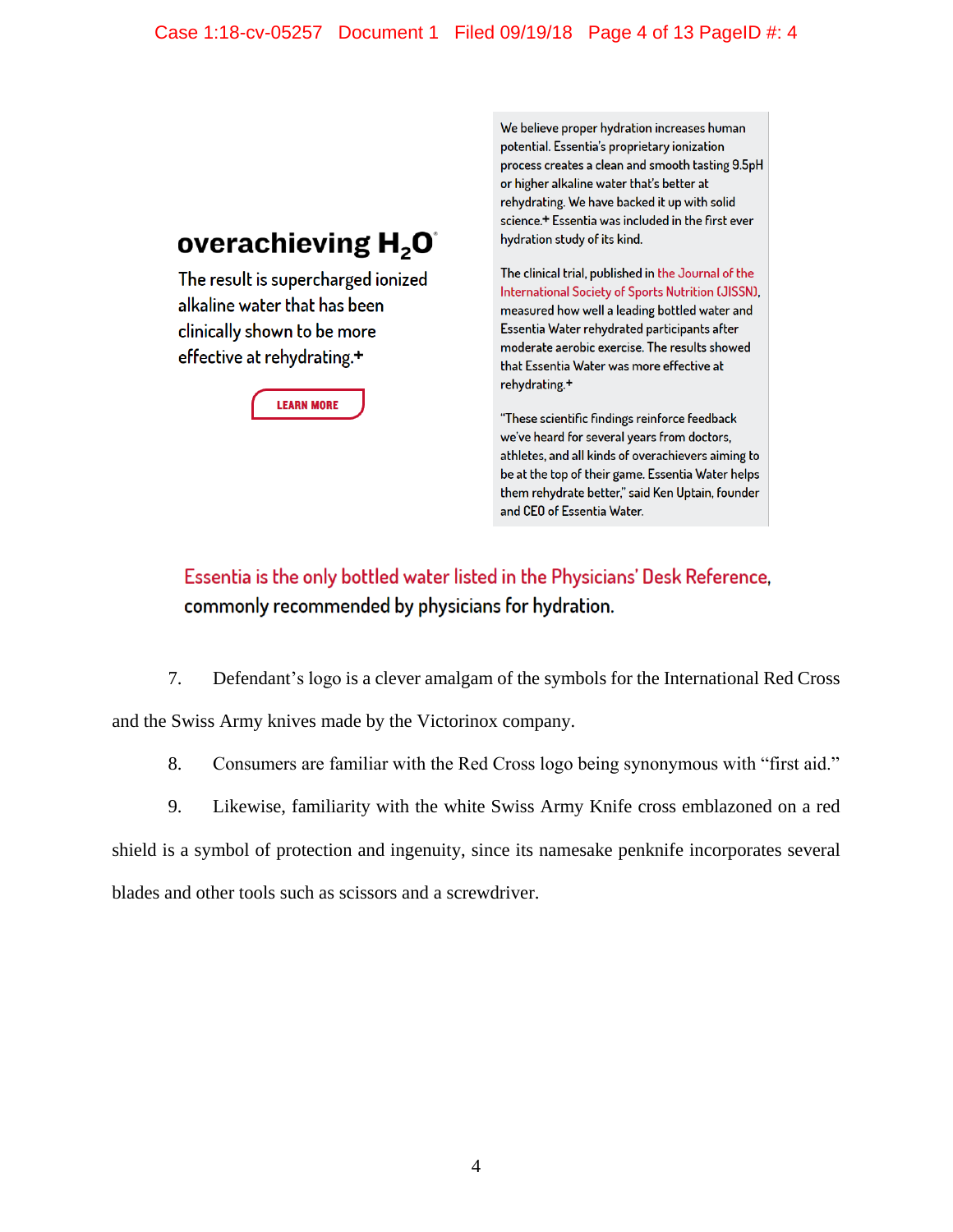## overachieving $H_2O$®

The result is supercharged ionized alkaline water that has been clinically shown to be more effective at rehydrating.+

LEARN MORE

We believe proper hydration increases human potential. Essentia's proprietary ionization process creates a clean and smooth tasting 9.5pH or higher alkaline water that's better at rehydrating. We have backed it up with solid science.+ Essentia was included in the first ever hydration study of its kind.

The clinical trial, published in the Journal of the International Society of Sports Nutrition (JISSN), measured how well a leading bottled water and Essentia Water rehydrated participants after moderate aerobic exercise. The results showed that Essentia Water was more effective at rehydrating.+

"These scientific findings reinforce feedback we've heard for several years from doctors, athletes, and all kinds of overachievers aiming to be at the top of their game. Essentia Water helps them rehydrate better," said Ken Uptain, founder and CEO of Essentia Water.

Essentia is the only bottled water listed in the Physicians' Desk Reference, commonly recommended by physicians for hydration.

7. Defendant's logo is a clever amalgam of the symbols for the International Red Cross and the Swiss Army knives made by the Victorinox company.

8. Consumers are familiar with the Red Cross logo being synonymous with "first aid."

9. Likewise, familiarity with the white Swiss Army Knife cross emblazoned on a red shield is a symbol of protection and ingenuity, since its namesake penknife incorporates several blades and other tools such as scissors and a screwdriver.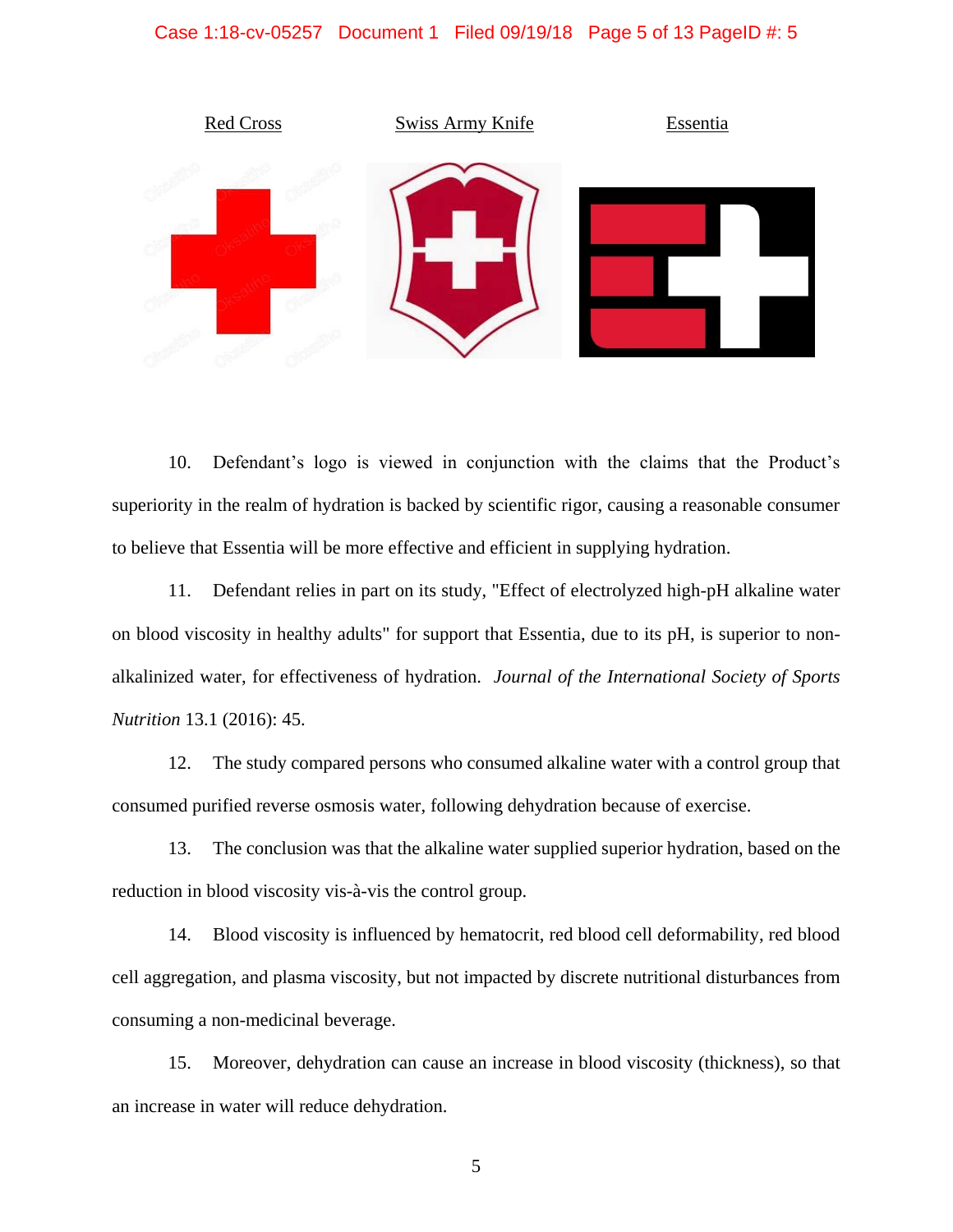Red Cross Swiss Army Knife Essentia

10. Defendant's logo is viewed in conjunction with the claims that the Product's superiority in the realm of hydration is backed by scientific rigor, causing a reasonable consumer to believe that Essentia will be more effective and efficient in supplying hydration.

11. Defendant relies in part on its study, "Effect of electrolyzed high-pH alkaline water on blood viscosity in healthy adults" for support that Essentia, due to its pH, is superior to non-alkalinized water, for effectiveness of hydration. *Journal of the International Society of Sports Nutrition* 13.1 (2016): 45.

12. The study compared persons who consumed alkaline water with a control group that consumed purified reverse osmosis water, following dehydration because of exercise.

13. The conclusion was that the alkaline water supplied superior hydration, based on the reduction in blood viscosity vis-à-vis the control group.

14. Blood viscosity is influenced by hematocrit, red blood cell deformability, red blood cell aggregation, and plasma viscosity, but not impacted by discrete nutritional disturbances from consuming a non-medicinal beverage.

15. Moreover, dehydration can cause an increase in blood viscosity (thickness), so that an increase in water will reduce dehydration.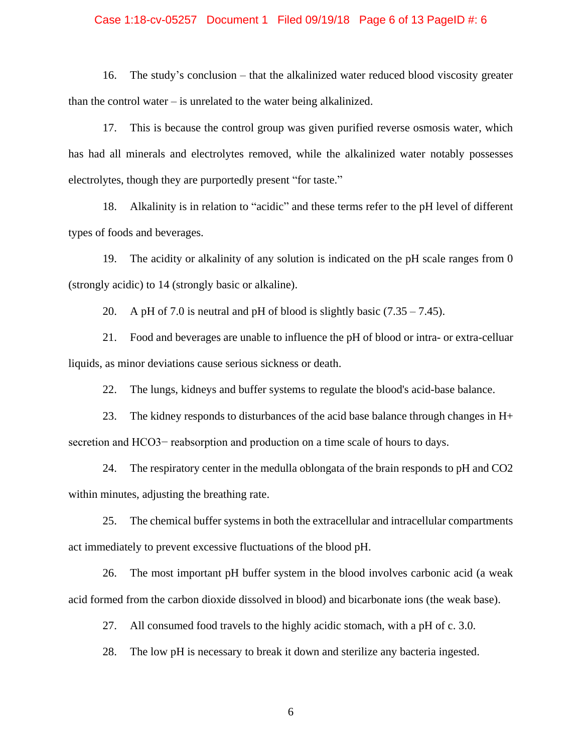16. The study's conclusion – that the alkalinized water reduced blood viscosity greater than the control water – is unrelated to the water being alkalinized.

17. This is because the control group was given purified reverse osmosis water, which has had all minerals and electrolytes removed, while the alkalinized water notably possesses electrolytes, though they are purportedly present "for taste."

18. Alkalinity is in relation to "acidic" and these terms refer to the pH level of different types of foods and beverages.

19. The acidity or alkalinity of any solution is indicated on the pH scale ranges from 0 (strongly acidic) to 14 (strongly basic or alkaline).

20. A pH of 7.0 is neutral and pH of blood is slightly basic (7.35 – 7.45).

21. Food and beverages are unable to influence the pH of blood or intra- or extra-celluar liquids, as minor deviations cause serious sickness or death.

22. The lungs, kidneys and buffer systems to regulate the blood's acid-base balance.

23. The kidney responds to disturbances of the acid base balance through changes in $H^+$ secretion and $HCO_3^-$ reabsorption and production on a time scale of hours to days.

24. The respiratory center in the medulla oblongata of the brain responds to pH and $CO_2$ within minutes, adjusting the breathing rate.

25. The chemical buffer systems in both the extracellular and intracellular compartments act immediately to prevent excessive fluctuations of the blood pH.

26. The most important pH buffer system in the blood involves carbonic acid (a weak acid formed from the carbon dioxide dissolved in blood) and bicarbonate ions (the weak base).

27. All consumed food travels to the highly acidic stomach, with a pH of c. 3.0.

28. The low pH is necessary to break it down and sterilize any bacteria ingested.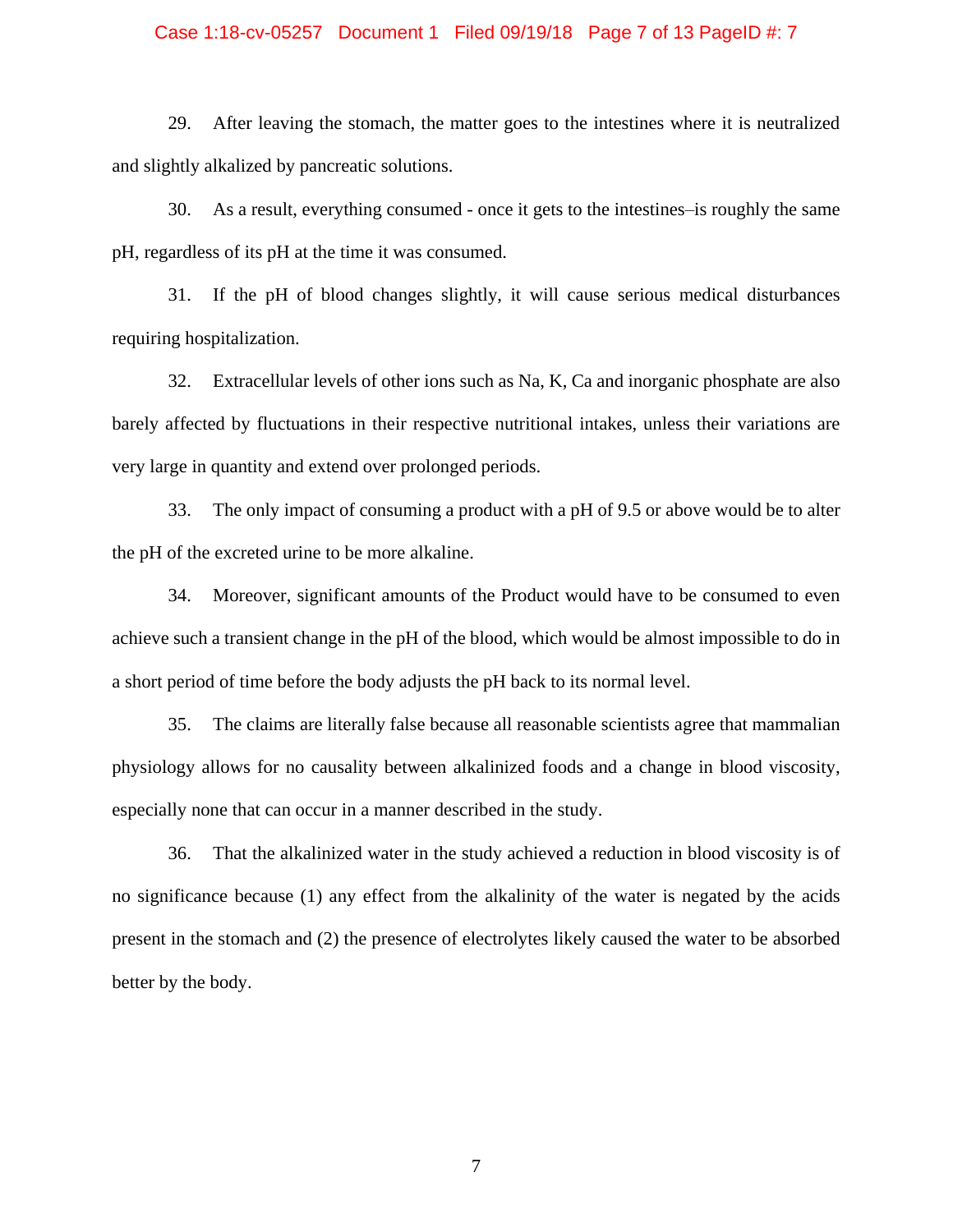29. After leaving the stomach, the matter goes to the intestines where it is neutralized and slightly alkalized by pancreatic solutions.

30. As a result, everything consumed - once it gets to the intestines–is roughly the same pH, regardless of its pH at the time it was consumed.

31. If the pH of blood changes slightly, it will cause serious medical disturbances requiring hospitalization.

32. Extracellular levels of other ions such as Na, K, Ca and inorganic phosphate are also barely affected by fluctuations in their respective nutritional intakes, unless their variations are very large in quantity and extend over prolonged periods.

33. The only impact of consuming a product with a pH of 9.5 or above would be to alter the pH of the excreted urine to be more alkaline.

34. Moreover, significant amounts of the Product would have to be consumed to even achieve such a transient change in the pH of the blood, which would be almost impossible to do in a short period of time before the body adjusts the pH back to its normal level.

35. The claims are literally false because all reasonable scientists agree that mammalian physiology allows for no causality between alkalinized foods and a change in blood viscosity, especially none that can occur in a manner described in the study.

36. That the alkalinized water in the study achieved a reduction in blood viscosity is of no significance because (1) any effect from the alkalinity of the water is negated by the acids present in the stomach and (2) the presence of electrolytes likely caused the water to be absorbed better by the body.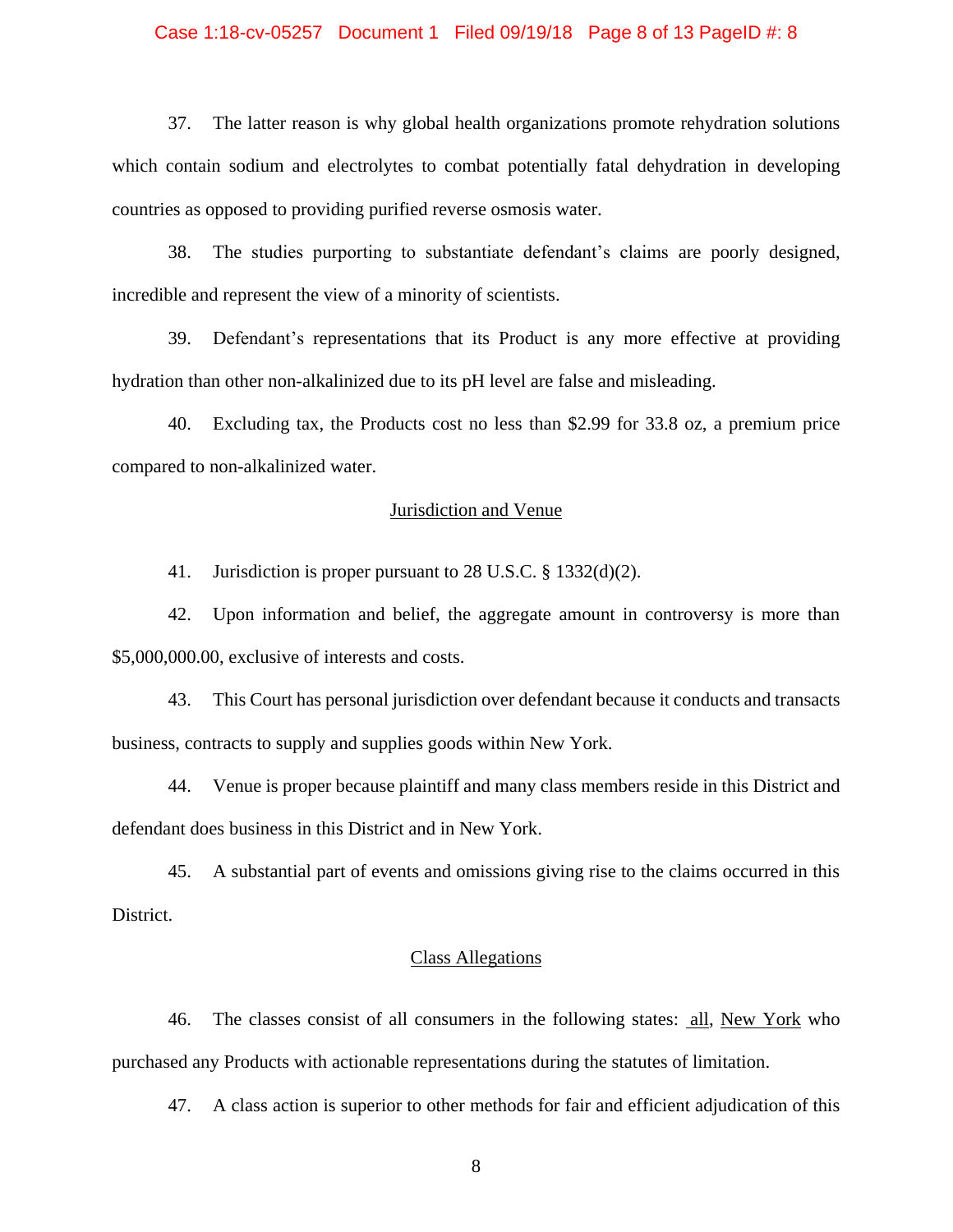37. The latter reason is why global health organizations promote rehydration solutions which contain sodium and electrolytes to combat potentially fatal dehydration in developing countries as opposed to providing purified reverse osmosis water.

38. The studies purporting to substantiate defendant's claims are poorly designed, incredible and represent the view of a minority of scientists.

39. Defendant's representations that its Product is any more effective at providing hydration than other non-alkalinized due to its pH level are false and misleading.

40. Excluding tax, the Products cost no less than $2.99 for 33.8 oz, a premium price compared to non-alkalinized water.

## Jurisdiction and Venue

41. Jurisdiction is proper pursuant to 28 U.S.C. § 1332(d)(2).

42. Upon information and belief, the aggregate amount in controversy is more than $5,000,000.00, exclusive of interests and costs.

43. This Court has personal jurisdiction over defendant because it conducts and transacts business, contracts to supply and supplies goods within New York.

44. Venue is proper because plaintiff and many class members reside in this District and defendant does business in this District and in New York.

45. A substantial part of events and omissions giving rise to the claims occurred in this District.

## Class Allegations

46. The classes consist of all consumers in the following states: all, New York who purchased any Products with actionable representations during the statutes of limitation.

47. A class action is superior to other methods for fair and efficient adjudication of this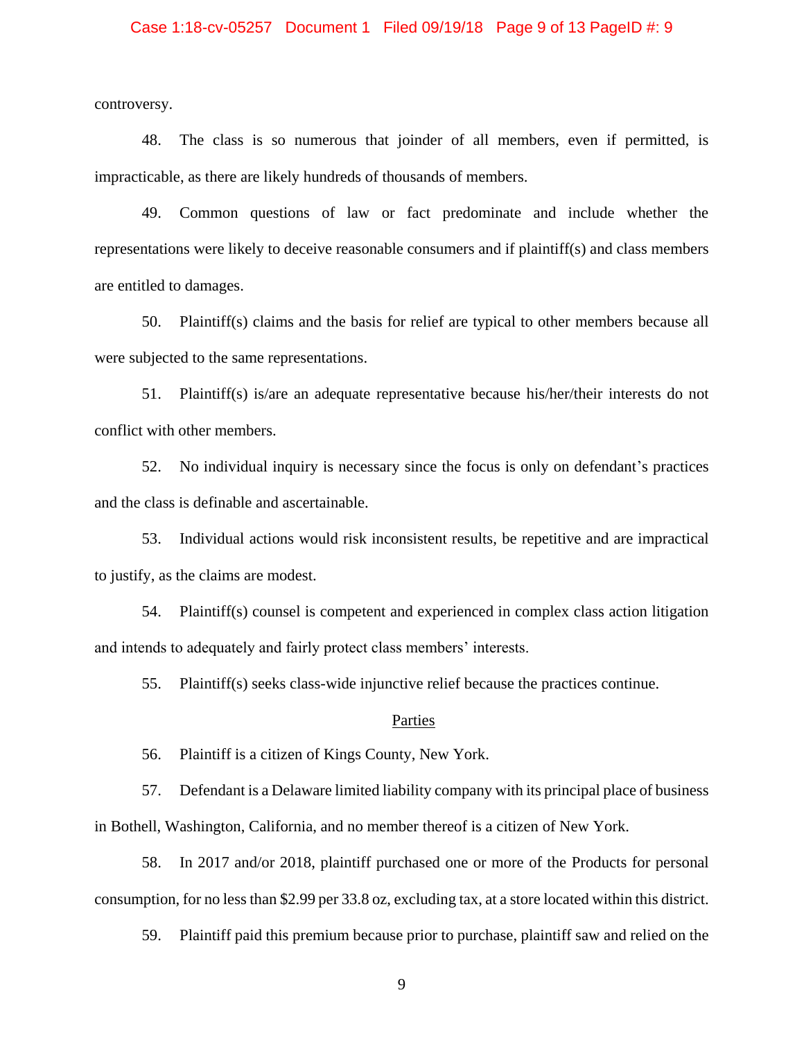controversy.

48. The class is so numerous that joinder of all members, even if permitted, is impracticable, as there are likely hundreds of thousands of members.

49. Common questions of law or fact predominate and include whether the representations were likely to deceive reasonable consumers and if plaintiff(s) and class members are entitled to damages.

50. Plaintiff(s) claims and the basis for relief are typical to other members because all were subjected to the same representations.

51. Plaintiff(s) is/are an adequate representative because his/her/their interests do not conflict with other members.

52. No individual inquiry is necessary since the focus is only on defendant's practices and the class is definable and ascertainable.

53. Individual actions would risk inconsistent results, be repetitive and are impractical to justify, as the claims are modest.

54. Plaintiff(s) counsel is competent and experienced in complex class action litigation and intends to adequately and fairly protect class members' interests.

55. Plaintiff(s) seeks class-wide injunctive relief because the practices continue.

## Parties

56. Plaintiff is a citizen of Kings County, New York.

57. Defendant is a Delaware limited liability company with its principal place of business in Bothell, Washington, California, and no member thereof is a citizen of New York.

58. In 2017 and/or 2018, plaintiff purchased one or more of the Products for personal consumption, for no less than $2.99 per 33.8 oz, excluding tax, at a store located within this district.

59. Plaintiff paid this premium because prior to purchase, plaintiff saw and relied on the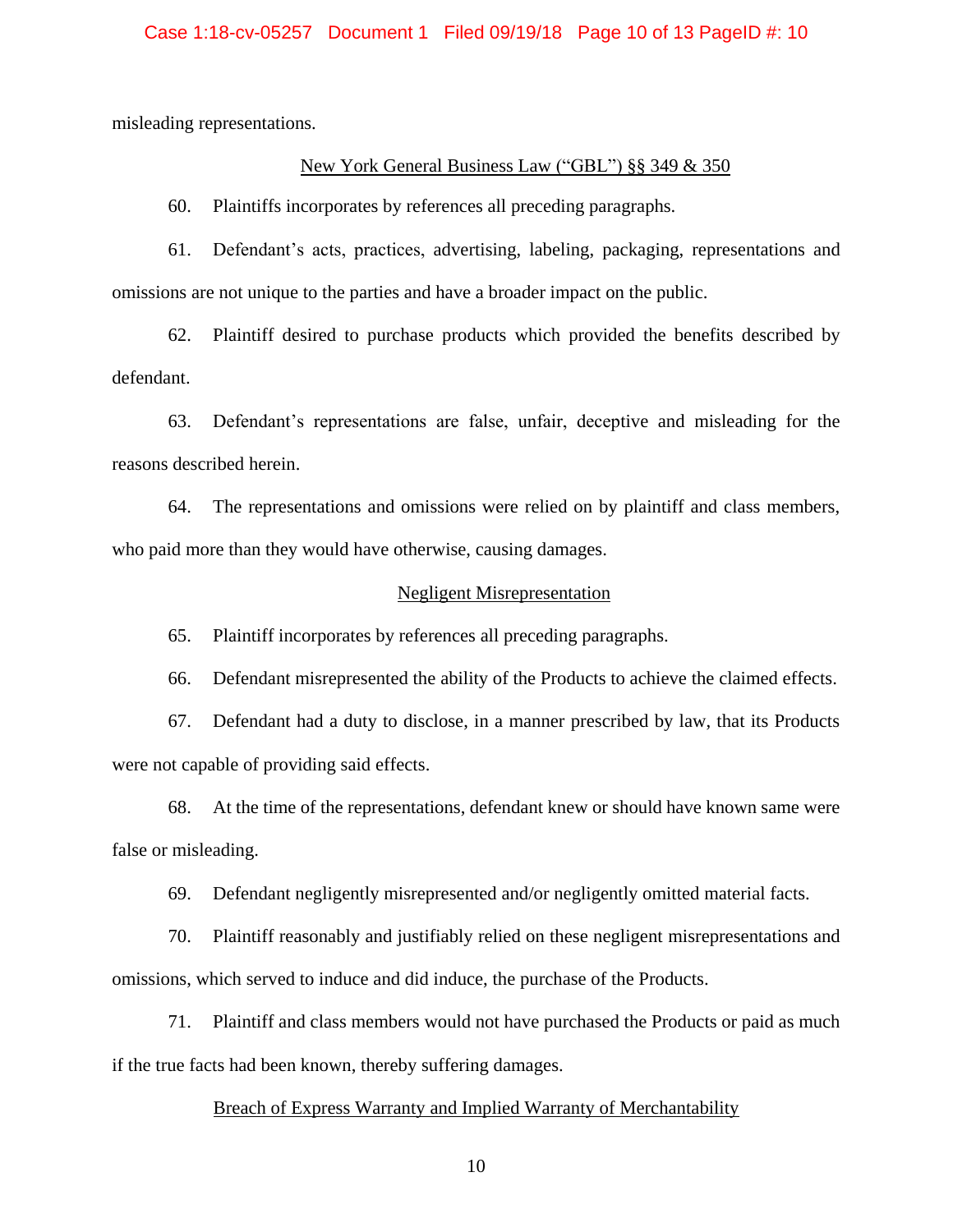misleading representations.

New York General Business Law ("GBL") §§ 349 & 350

60. Plaintiffs incorporates by references all preceding paragraphs.

61. Defendant's acts, practices, advertising, labeling, packaging, representations and omissions are not unique to the parties and have a broader impact on the public.

62. Plaintiff desired to purchase products which provided the benefits described by defendant.

63. Defendant's representations are false, unfair, deceptive and misleading for the reasons described herein.

64. The representations and omissions were relied on by plaintiff and class members, who paid more than they would have otherwise, causing damages.

Negligent Misrepresentation

65. Plaintiff incorporates by references all preceding paragraphs.

66. Defendant misrepresented the ability of the Products to achieve the claimed effects.

67. Defendant had a duty to disclose, in a manner prescribed by law, that its Products were not capable of providing said effects.

68. At the time of the representations, defendant knew or should have known same were false or misleading.

69. Defendant negligently misrepresented and/or negligently omitted material facts.

70. Plaintiff reasonably and justifiably relied on these negligent misrepresentations and omissions, which served to induce and did induce, the purchase of the Products.

71. Plaintiff and class members would not have purchased the Products or paid as much if the true facts had been known, thereby suffering damages.

Breach of Express Warranty and Implied Warranty of Merchantability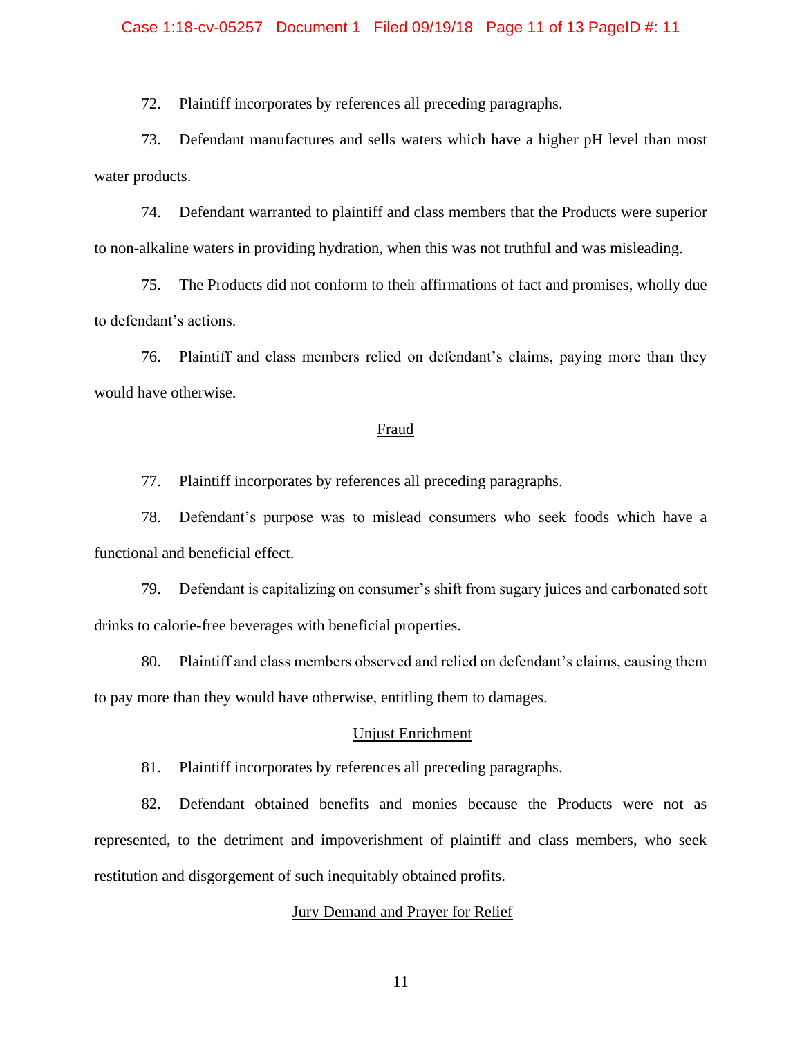72. Plaintiff incorporates by references all preceding paragraphs.

73. Defendant manufactures and sells waters which have a higher pH level than most water products.

74. Defendant warranted to plaintiff and class members that the Products were superior to non-alkaline waters in providing hydration, when this was not truthful and was misleading.

75. The Products did not conform to their affirmations of fact and promises, wholly due to defendant's actions.

76. Plaintiff and class members relied on defendant's claims, paying more than they would have otherwise.

<u>Fraud</u>

77. Plaintiff incorporates by references all preceding paragraphs.

78. Defendant's purpose was to mislead consumers who seek foods which have a functional and beneficial effect.

79. Defendant is capitalizing on consumer's shift from sugary juices and carbonated soft drinks to calorie-free beverages with beneficial properties.

80. Plaintiff and class members observed and relied on defendant's claims, causing them to pay more than they would have otherwise, entitling them to damages.

<u>Unjust Enrichment</u>

81. Plaintiff incorporates by references all preceding paragraphs.

82. Defendant obtained benefits and monies because the Products were not as represented, to the detriment and impoverishment of plaintiff and class members, who seek restitution and disgorgement of such inequitably obtained profits.

<u>Jury Demand and Prayer for Relief</u>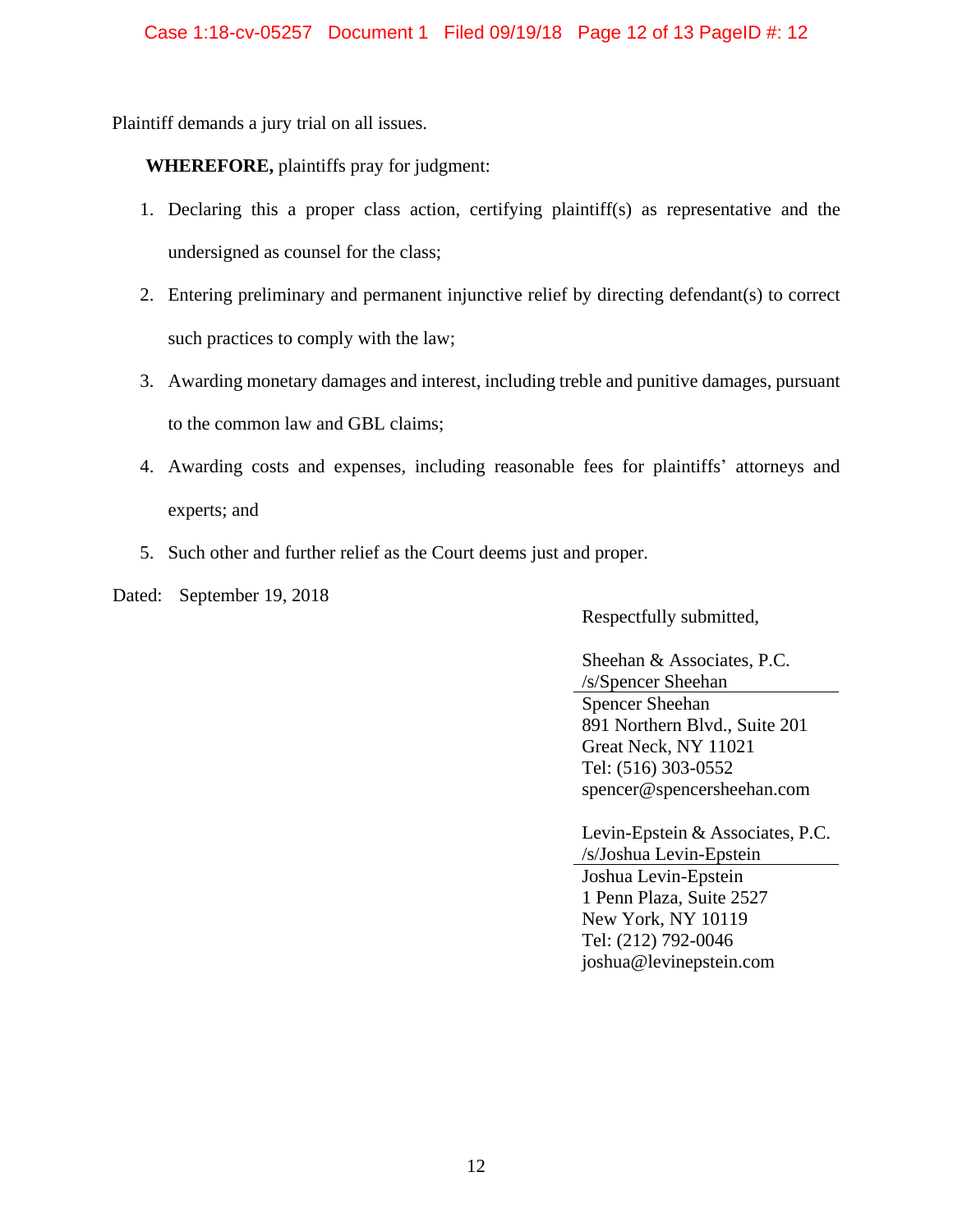Plaintiff demands a jury trial on all issues.

**WHEREFORE,** plaintiffs pray for judgment:

1. Declaring this a proper class action, certifying plaintiff(s) as representative and the undersigned as counsel for the class;
2. Entering preliminary and permanent injunctive relief by directing defendant(s) to correct such practices to comply with the law;
3. Awarding monetary damages and interest, including treble and punitive damages, pursuant to the common law and GBL claims;
4. Awarding costs and expenses, including reasonable fees for plaintiffs' attorneys and experts; and
5. Such other and further relief as the Court deems just and proper.

Dated: September 19, 2018

Respectfully submitted,

Sheehan & Associates, P.C.
/s/Spencer Sheehan
Spencer Sheehan
891 Northern Blvd., Suite 201
Great Neck, NY 11021
Tel: (516) 303-0552
spencer@spencersheehan.com

Levin-Epstein & Associates, P.C.
/s/Joshua Levin-Epstein
Joshua Levin-Epstein
1 Penn Plaza, Suite 2527
New York, NY 10119
Tel: (212) 792-0046
joshua@levinepstein.com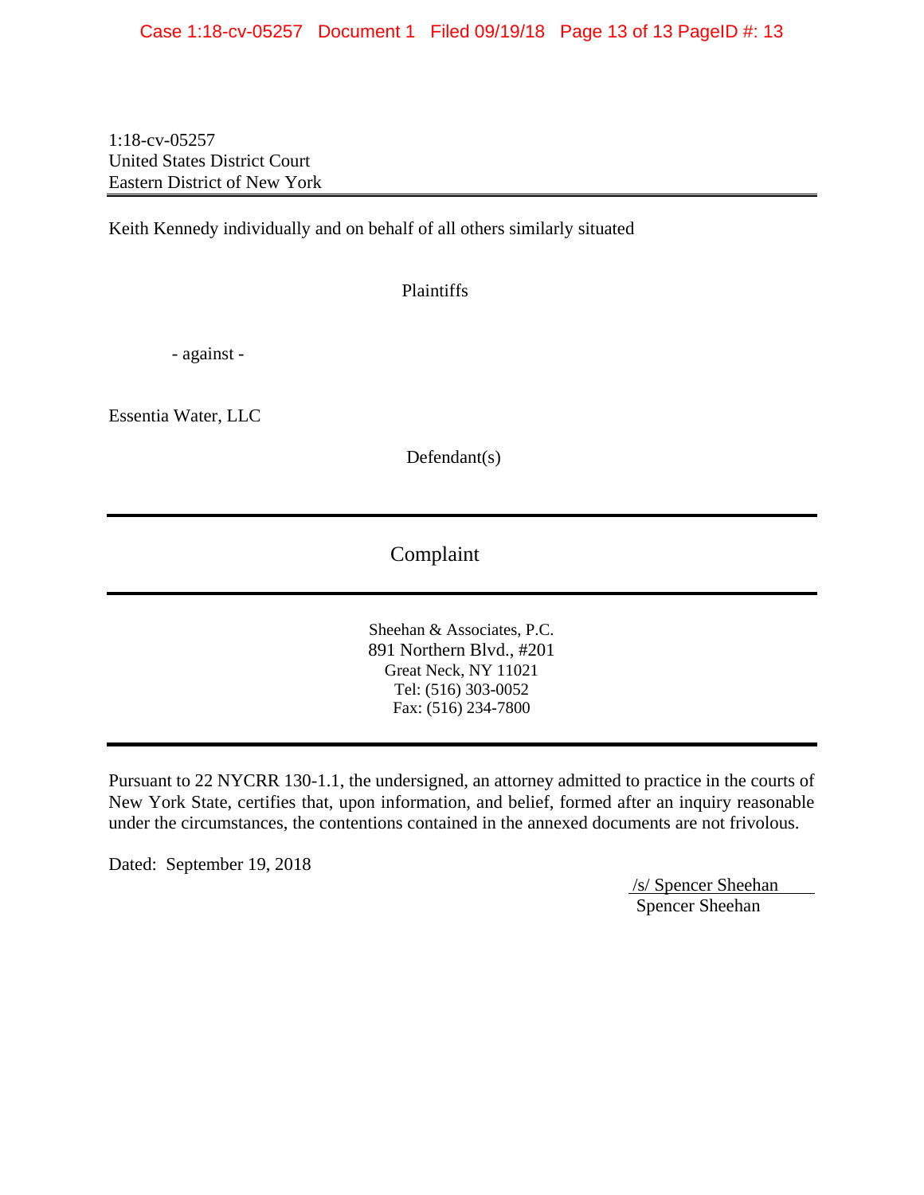1:18-cv-05257
United States District Court
Eastern District of New York

---

Keith Kennedy individually and on behalf of all others similarly situated

Plaintiffs

- against -

Essentia Water, LLC

Defendant(s)

---

## Complaint

---

Sheehan & Associates, P.C.
891 Northern Blvd., #201
Great Neck, NY 11021
Tel: (516) 303-0052
Fax: (516) 234-7800

---

Pursuant to 22 NYCRR 130-1.1, the undersigned, an attorney admitted to practice in the courts of New York State, certifies that, upon information, and belief, formed after an inquiry reasonable under the circumstances, the contentions contained in the annexed documents are not frivolous.

Dated: September 19, 2018

/s/ Spencer Sheehan
Spencer Sheehan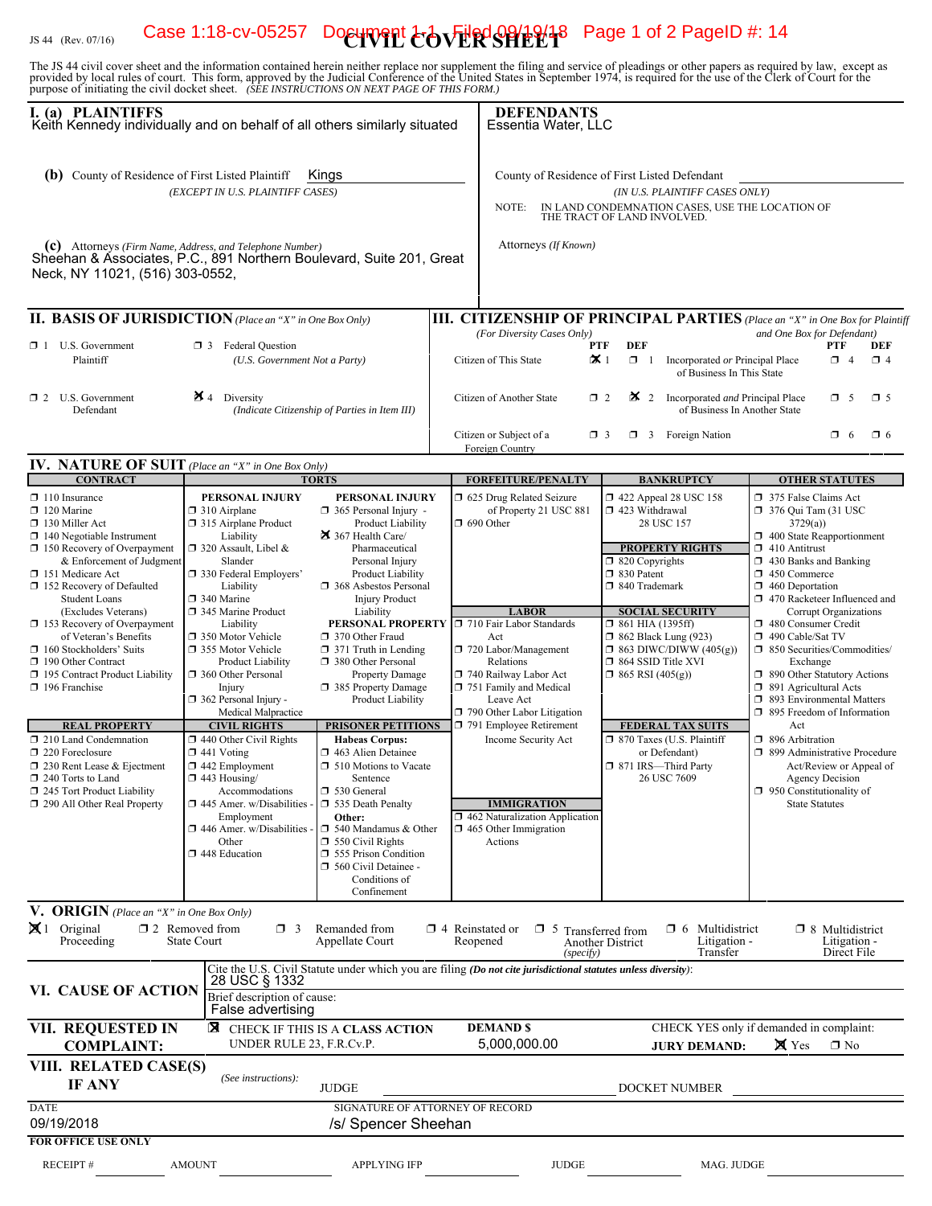JS 44 (Rev. 07/16)

Case 1:18-cv-05257 Document 1-1 Filed 09/19/18 Page 1 of 2 PageID #: 14

# CIVIL COVER SHEET

The JS 44 civil cover sheet and the information contained herein neither replace nor supplement the filing and service of pleadings or other papers as required by law, except as provided by local rules of court. This form, approved by the Judicial Conference of the United States in September 1974, is required for the use of the Clerk of Court for the purpose of initiating the civil docket sheet. *(SEE INSTRUCTIONS ON NEXT PAGE OF THIS FORM.)*

## I. (a) PLAINTIFFS

Keith Kennedy individually and on behalf of all others similarly situated

**(b)** County of Residence of First Listed Plaintiff: Kings
*(EXCEPT IN U.S. PLAINTIFF CASES)*

**(c)** Attorneys *(Firm Name, Address, and Telephone Number)*
Sheehan & Associates, P.C., 891 Northern Boulevard, Suite 201, Great Neck, NY 11021, (516) 303-0552,

## DEFENDANTS

Essentia Water, LLC

County of Residence of First Listed Defendant
*(IN U.S. PLAINTIFF CASES ONLY)*

NOTE: IN LAND CONDEMNATION CASES, USE THE LOCATION OF THE TRACT OF LAND INVOLVED.

Attorneys *(If Known)*

## II. BASIS OF JURISDICTION *(Place an "X" in One Box Only)*

- ☐ 1 U.S. Government Plaintiff
- ☐ 3 Federal Question *(U.S. Government Not a Party)*
- ☐ 2 U.S. Government Defendant
- ☒ 4 Diversity *(Indicate Citizenship of Parties in Item III)*

## III. CITIZENSHIP OF PRINCIPAL PARTIES *(Place an "X" in One Box for Plaintiff and One Box for Defendant) (For Diversity Cases Only)*

| | PTF | DEF | | PTF | DEF |
|---|---|---|---|---|---|
| Citizen of This State | ☒ 1 | ☐ 1 | Incorporated *or* Principal Place of Business In This State | ☐ 4 | ☐ 4 |
| Citizen of Another State | ☐ 2 | ☒ 2 | Incorporated *and* Principal Place of Business In Another State | ☐ 5 | ☐ 5 |
| Citizen or Subject of a Foreign Country | ☐ 3 | ☐ 3 | Foreign Nation | ☐ 6 | ☐ 6 |

## IV. NATURE OF SUIT *(Place an "X" in One Box Only)*

**CONTRACT**
- ☐ 110 Insurance
- ☐ 120 Marine
- ☐ 130 Miller Act
- ☐ 140 Negotiable Instrument
- ☐ 150 Recovery of Overpayment & Enforcement of Judgment
- ☐ 151 Medicare Act
- ☐ 152 Recovery of Defaulted Student Loans (Excludes Veterans)
- ☐ 153 Recovery of Overpayment of Veteran's Benefits
- ☐ 160 Stockholders' Suits
- ☐ 190 Other Contract
- ☐ 195 Contract Product Liability
- ☐ 196 Franchise

**REAL PROPERTY**
- ☐ 210 Land Condemnation
- ☐ 220 Foreclosure
- ☐ 230 Rent Lease & Ejectment
- ☐ 240 Torts to Land
- ☐ 245 Tort Product Liability
- ☐ 290 All Other Real Property

**TORTS**

PERSONAL INJURY
- ☐ 310 Airplane
- ☐ 315 Airplane Product Liability
- ☐ 320 Assault, Libel & Slander
- ☐ 330 Federal Employers' Liability
- ☐ 340 Marine
- ☐ 345 Marine Product Liability
- ☐ 350 Motor Vehicle
- ☐ 355 Motor Vehicle Product Liability
- ☐ 360 Other Personal Injury
- ☐ 362 Personal Injury - Medical Malpractice

PERSONAL INJURY
- ☐ 365 Personal Injury - Product Liability
- ☒ 367 Health Care/ Pharmaceutical Personal Injury Product Liability
- ☐ 368 Asbestos Personal Injury Product Liability

PERSONAL PROPERTY
- ☐ 370 Other Fraud
- ☐ 371 Truth in Lending
- ☐ 380 Other Personal Property Damage
- ☐ 385 Property Damage Product Liability

**CIVIL RIGHTS**
- ☐ 440 Other Civil Rights
- ☐ 441 Voting
- ☐ 442 Employment
- ☐ 443 Housing/ Accommodations
- ☐ 445 Amer. w/Disabilities - Employment
- ☐ 446 Amer. w/Disabilities - Other
- ☐ 448 Education

**PRISONER PETITIONS**

Habeas Corpus:
- ☐ 463 Alien Detainee
- ☐ 510 Motions to Vacate Sentence
- ☐ 530 General
- ☐ 535 Death Penalty

Other:
- ☐ 540 Mandamus & Other
- ☐ 550 Civil Rights
- ☐ 555 Prison Condition
- ☐ 560 Civil Detainee - Conditions of Confinement

**FORFEITURE/PENALTY**
- ☐ 625 Drug Related Seizure of Property 21 USC 881
- ☐ 690 Other

**LABOR**
- ☐ 710 Fair Labor Standards Act
- ☐ 720 Labor/Management Relations
- ☐ 740 Railway Labor Act
- ☐ 751 Family and Medical Leave Act
- ☐ 790 Other Labor Litigation
- ☐ 791 Employee Retirement Income Security Act

**IMMIGRATION**
- ☐ 462 Naturalization Application
- ☐ 465 Other Immigration Actions

**BANKRUPTCY**
- ☐ 422 Appeal 28 USC 158
- ☐ 423 Withdrawal 28 USC 157

**PROPERTY RIGHTS**
- ☐ 820 Copyrights
- ☐ 830 Patent
- ☐ 840 Trademark

**SOCIAL SECURITY**
- ☐ 861 HIA (1395ff)
- ☐ 862 Black Lung (923)
- ☐ 863 DIWC/DIWW (405(g))
- ☐ 864 SSID Title XVI
- ☐ 865 RSI (405(g))

**FEDERAL TAX SUITS**
- ☐ 870 Taxes (U.S. Plaintiff or Defendant)
- ☐ 871 IRS—Third Party 26 USC 7609

**OTHER STATUTES**
- ☐ 375 False Claims Act
- ☐ 376 Qui Tam (31 USC 3729(a))
- ☐ 400 State Reapportionment
- ☐ 410 Antitrust
- ☐ 430 Banks and Banking
- ☐ 450 Commerce
- ☐ 460 Deportation
- ☐ 470 Racketeer Influenced and Corrupt Organizations
- ☐ 480 Consumer Credit
- ☐ 490 Cable/Sat TV
- ☐ 850 Securities/Commodities/ Exchange
- ☐ 890 Other Statutory Actions
- ☐ 891 Agricultural Acts
- ☐ 893 Environmental Matters
- ☐ 895 Freedom of Information Act
- ☐ 896 Arbitration
- ☐ 899 Administrative Procedure Act/Review or Appeal of Agency Decision
- ☐ 950 Constitutionality of State Statutes

## V. ORIGIN *(Place an "X" in One Box Only)*

- ☒ 1 Original Proceeding
- ☐ 2 Removed from State Court
- ☐ 3 Remanded from Appellate Court
- ☐ 4 Reinstated or Reopened
- ☐ 5 Transferred from Another District *(specify)*
- ☐ 6 Multidistrict Litigation - Transfer
- ☐ 8 Multidistrict Litigation - Direct File

## VI. CAUSE OF ACTION

Cite the U.S. Civil Statute under which you are filing *(Do not cite jurisdictional statutes unless diversity)*:
28 USC § 1332

Brief description of cause:
False advertising

## VII. REQUESTED IN COMPLAINT:

☒ CHECK IF THIS IS A CLASS ACTION UNDER RULE 23, F.R.Cv.P.

DEMAND $ 5,000,000.00

CHECK YES only if demanded in complaint:
JURY DEMAND: ☒ Yes ☐ No

## VIII. RELATED CASE(S) IF ANY

*(See instructions):* JUDGE DOCKET NUMBER

DATE: 09/19/2018

SIGNATURE OF ATTORNEY OF RECORD: /s/ Spencer Sheehan

**FOR OFFICE USE ONLY**

RECEIPT # AMOUNT APPLYING IFP JUDGE MAG. JUDGE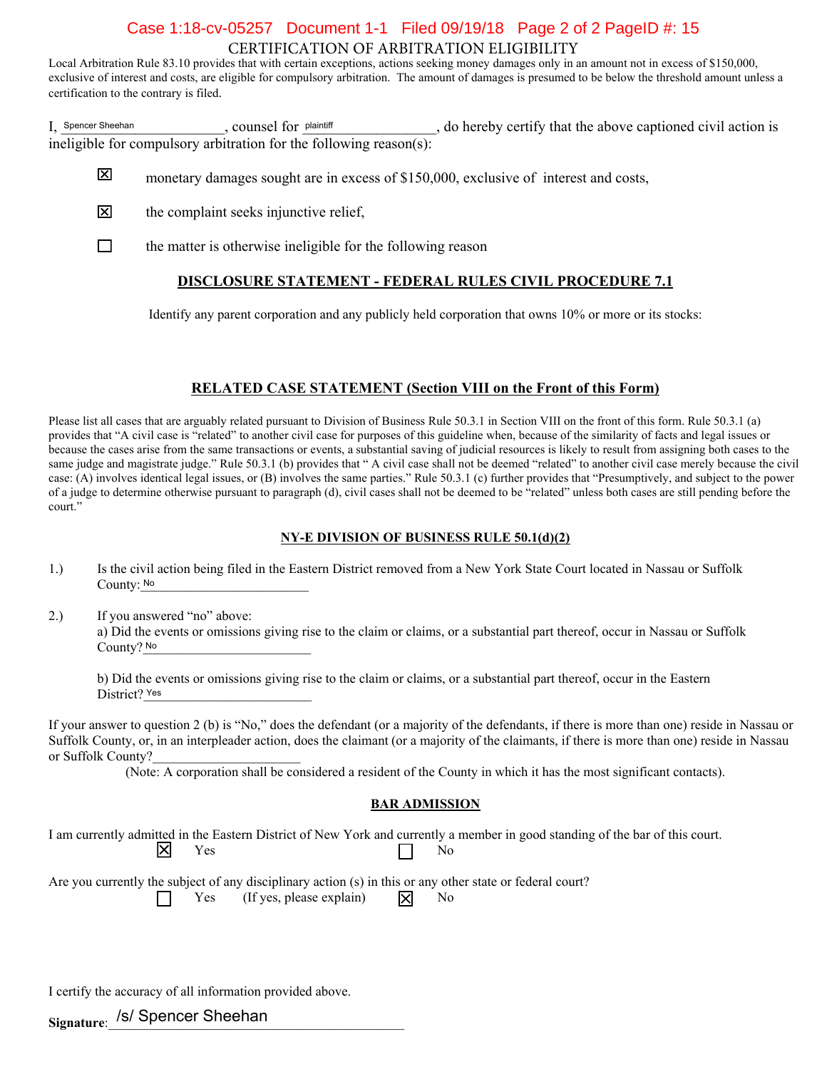## CERTIFICATION OF ARBITRATION ELIGIBILITY

Local Arbitration Rule 83.10 provides that with certain exceptions, actions seeking money damages only in an amount not in excess of $150,000, exclusive of interest and costs, are eligible for compulsory arbitration. The amount of damages is presumed to be below the threshold amount unless a certification to the contrary is filed.

I, Spencer Sheehan, counsel for plaintiff, do hereby certify that the above captioned civil action is ineligible for compulsory arbitration for the following reason(s):

- ☒ monetary damages sought are in excess of $150,000, exclusive of interest and costs,
- ☒ the complaint seeks injunctive relief,
- ☐ the matter is otherwise ineligible for the following reason

### DISCLOSURE STATEMENT - FEDERAL RULES CIVIL PROCEDURE 7.1

Identify any parent corporation and any publicly held corporation that owns 10% or more or its stocks:

### RELATED CASE STATEMENT (Section VIII on the Front of this Form)

Please list all cases that are arguably related pursuant to Division of Business Rule 50.3.1 in Section VIII on the front of this form. Rule 50.3.1 (a) provides that "A civil case is "related" to another civil case for purposes of this guideline when, because of the similarity of facts and legal issues or because the cases arise from the same transactions or events, a substantial saving of judicial resources is likely to result from assigning both cases to the same judge and magistrate judge." Rule 50.3.1 (b) provides that " A civil case shall not be deemed "related" to another civil case merely because the civil case: (A) involves identical legal issues, or (B) involves the same parties." Rule 50.3.1 (c) further provides that "Presumptively, and subject to the power of a judge to determine otherwise pursuant to paragraph (d), civil cases shall not be deemed to be "related" unless both cases are still pending before the court."

### NY-E DIVISION OF BUSINESS RULE 50.1(d)(2)

1.) Is the civil action being filed in the Eastern District removed from a New York State Court located in Nassau or Suffolk County: No

2.) If you answered "no" above:
a) Did the events or omissions giving rise to the claim or claims, or a substantial part thereof, occur in Nassau or Suffolk County? No

b) Did the events or omissions giving rise to the claim or claims, or a substantial part thereof, occur in the Eastern District? Yes

If your answer to question 2 (b) is "No," does the defendant (or a majority of the defendants, if there is more than one) reside in Nassau or Suffolk County, or, in an interpleader action, does the claimant (or a majority of the claimants, if there is more than one) reside in Nassau or Suffolk County? ____________________

(Note: A corporation shall be considered a resident of the County in which it has the most significant contacts).

### BAR ADMISSION

I am currently admitted in the Eastern District of New York and currently a member in good standing of the bar of this court.
☒ Yes ☐ No

Are you currently the subject of any disciplinary action (s) in this or any other state or federal court?
☐ Yes (If yes, please explain) ☒ No

I certify the accuracy of all information provided above.

**Signature**: /s/ Spencer Sheehan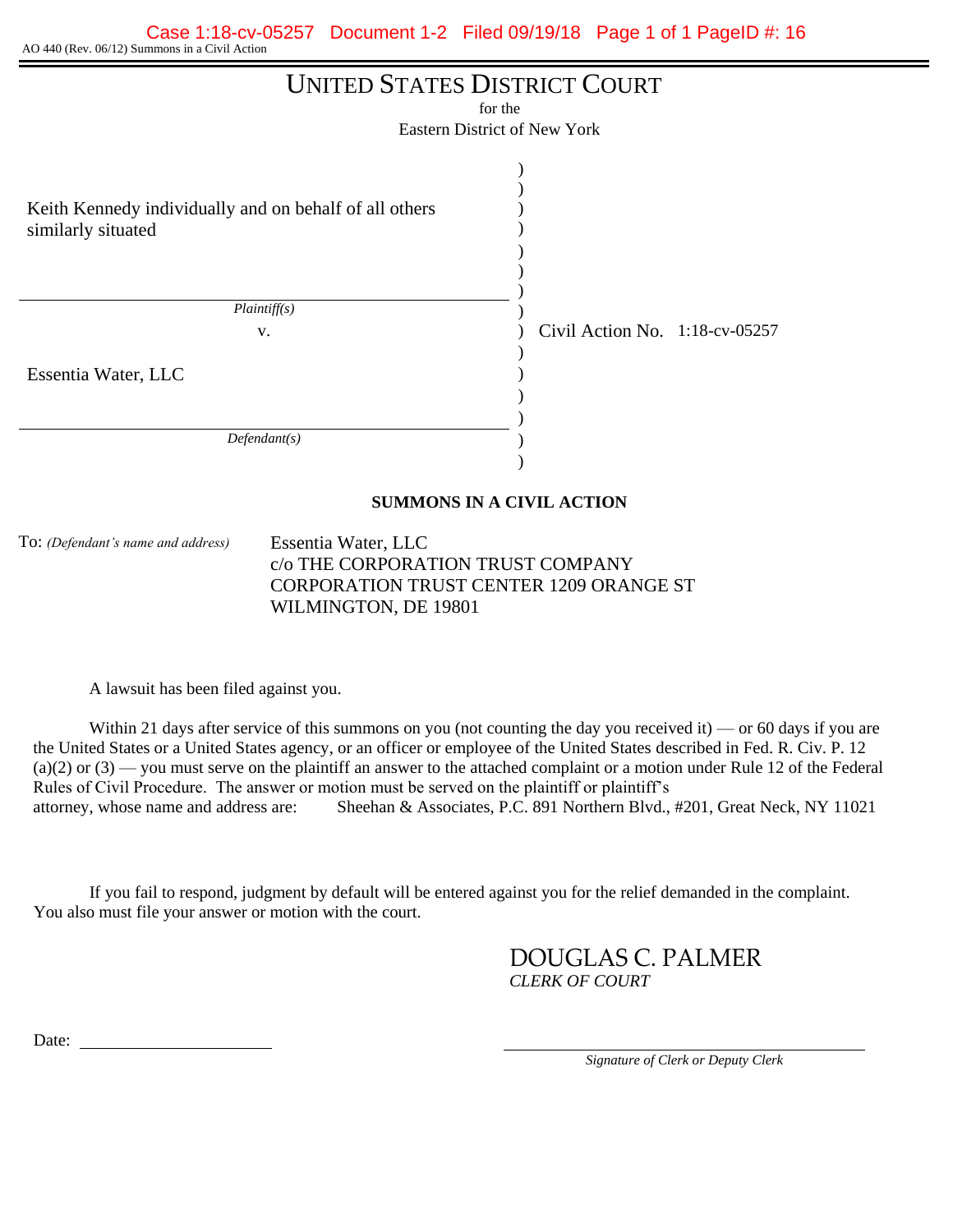AO 440 (Rev. 06/12) Summons in a Civil Action

# UNITED STATES DISTRICT COURT

for the

Eastern District of New York

| | | |
|---|---|---|
| Keith Kennedy individually and on behalf of all others similarly situated | ) | |
| *Plaintiff(s)* | ) | |
| v. | ) | Civil Action No. 1:18-cv-05257 |
| Essentia Water, LLC | ) | |
| *Defendant(s)* | ) | |

**SUMMONS IN A CIVIL ACTION**

To: *(Defendant's name and address)*

Essentia Water, LLC
c/o THE CORPORATION TRUST COMPANY
CORPORATION TRUST CENTER 1209 ORANGE ST
WILMINGTON, DE 19801

A lawsuit has been filed against you.

Within 21 days after service of this summons on you (not counting the day you received it) — or 60 days if you are the United States or a United States agency, or an officer or employee of the United States described in Fed. R. Civ. P. 12 (a)(2) or (3) — you must serve on the plaintiff an answer to the attached complaint or a motion under Rule 12 of the Federal Rules of Civil Procedure. The answer or motion must be served on the plaintiff or plaintiff's attorney, whose name and address are: Sheehan & Associates, P.C. 891 Northern Blvd., #201, Great Neck, NY 11021

If you fail to respond, judgment by default will be entered against you for the relief demanded in the complaint. You also must file your answer or motion with the court.

DOUGLAS C. PALMER
*CLERK OF COURT*

Date: ____________________

____________________
*Signature of Clerk or Deputy Clerk*